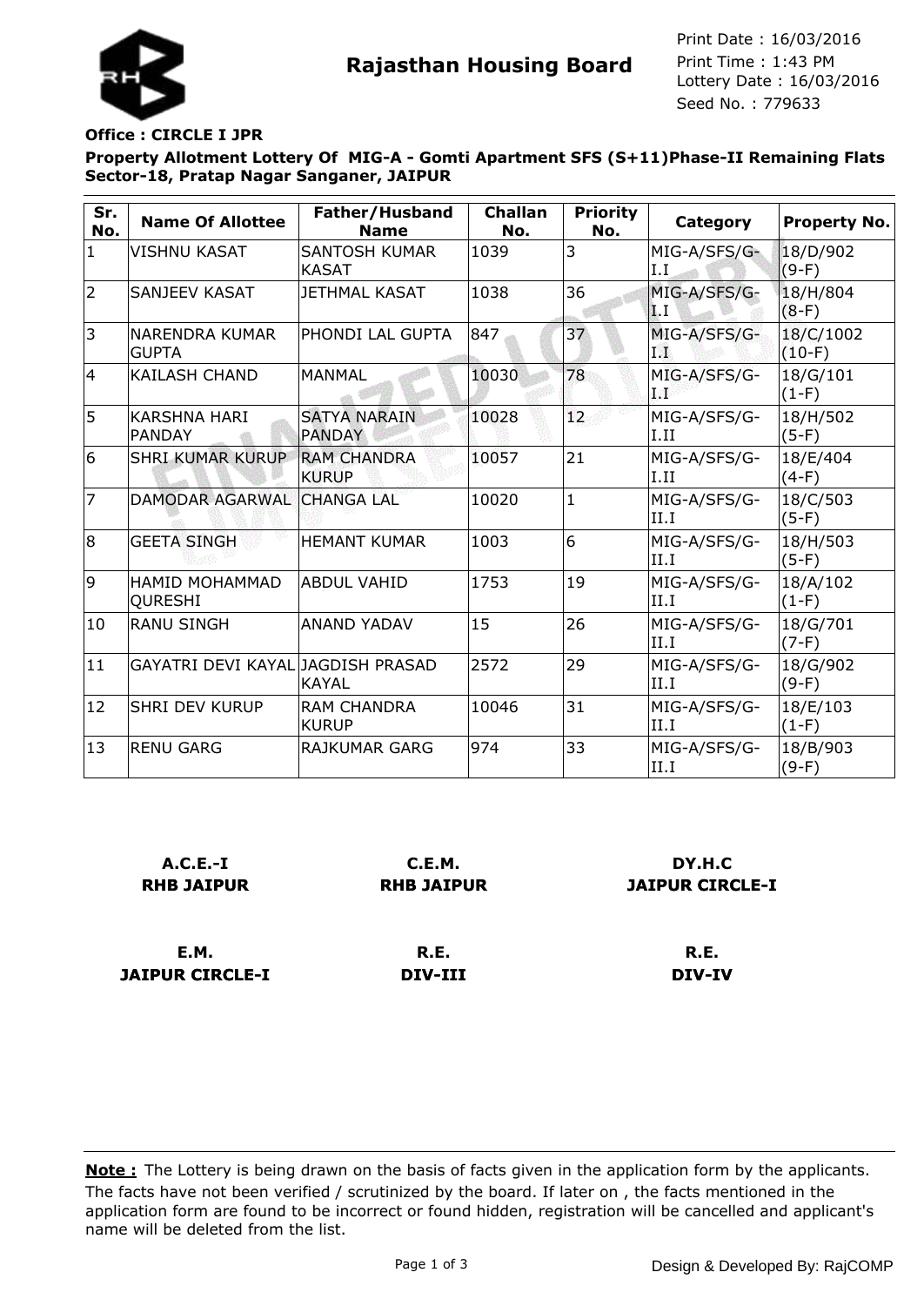# Rajasthan Housing Board

Print Date : 16/03/2016
Print Time : 1:43 PM
Lottery Date : 16/03/2016
Seed No. : 779633

**Office : CIRCLE I JPR**

**Property Allotment Lottery Of MIG-A - Gomti Apartment SFS (S+11)Phase-II Remaining Flats Sector-18, Pratap Nagar Sanganer, JAIPUR**

| Sr. No. | Name Of Allottee | Father/Husband Name | Challan No. | Priority No. | Category | Property No. |
|---|---|---|---|---|---|---|
| 1 | VISHNU KASAT | SANTOSH KUMAR KASAT | 1039 | 3 | MIG-A/SFS/G-I.I | 18/D/902 (9-F) |
| 2 | SANJEEV KASAT | JETHMAL KASAT | 1038 | 36 | MIG-A/SFS/G-I.I | 18/H/804 (8-F) |
| 3 | NARENDRA KUMAR GUPTA | PHONDI LAL GUPTA | 847 | 37 | MIG-A/SFS/G-I.I | 18/C/1002 (10-F) |
| 4 | KAILASH CHAND | MANMAL | 10030 | 78 | MIG-A/SFS/G-I.I | 18/G/101 (1-F) |
| 5 | KARSHNA HARI PANDAY | SATYA NARAIN PANDAY | 10028 | 12 | MIG-A/SFS/G-I.II | 18/H/502 (5-F) |
| 6 | SHRI KUMAR KURUP | RAM CHANDRA KURUP | 10057 | 21 | MIG-A/SFS/G-I.II | 18/E/404 (4-F) |
| 7 | DAMODAR AGARWAL | CHANGA LAL | 10020 | 1 | MIG-A/SFS/G-II.I | 18/C/503 (5-F) |
| 8 | GEETA SINGH | HEMANT KUMAR | 1003 | 6 | MIG-A/SFS/G-II.I | 18/H/503 (5-F) |
| 9 | HAMID MOHAMMAD QURESHI | ABDUL VAHID | 1753 | 19 | MIG-A/SFS/G-II.I | 18/A/102 (1-F) |
| 10 | RANU SINGH | ANAND YADAV | 15 | 26 | MIG-A/SFS/G-II.I | 18/G/701 (7-F) |
| 11 | GAYATRI DEVI KAYAL | JAGDISH PRASAD KAYAL | 2572 | 29 | MIG-A/SFS/G-II.I | 18/G/902 (9-F) |
| 12 | SHRI DEV KURUP | RAM CHANDRA KURUP | 10046 | 31 | MIG-A/SFS/G-II.I | 18/E/103 (1-F) |
| 13 | RENU GARG | RAJKUMAR GARG | 974 | 33 | MIG-A/SFS/G-II.I | 18/B/903 (9-F) |

**A.C.E.-I**
**RHB JAIPUR**

**C.E.M.**
**RHB JAIPUR**

**DY.H.C**
**JAIPUR CIRCLE-I**

**E.M.**
**JAIPUR CIRCLE-I**

**R.E.**
**DIV-III**

**R.E.**
**DIV-IV**

**Note :** The Lottery is being drawn on the basis of facts given in the application form by the applicants. The facts have not been verified / scrutinized by the board. If later on , the facts mentioned in the application form are found to be incorrect or found hidden, registration will be cancelled and applicant's name will be deleted from the list.

Design & Developed By: RajCOMP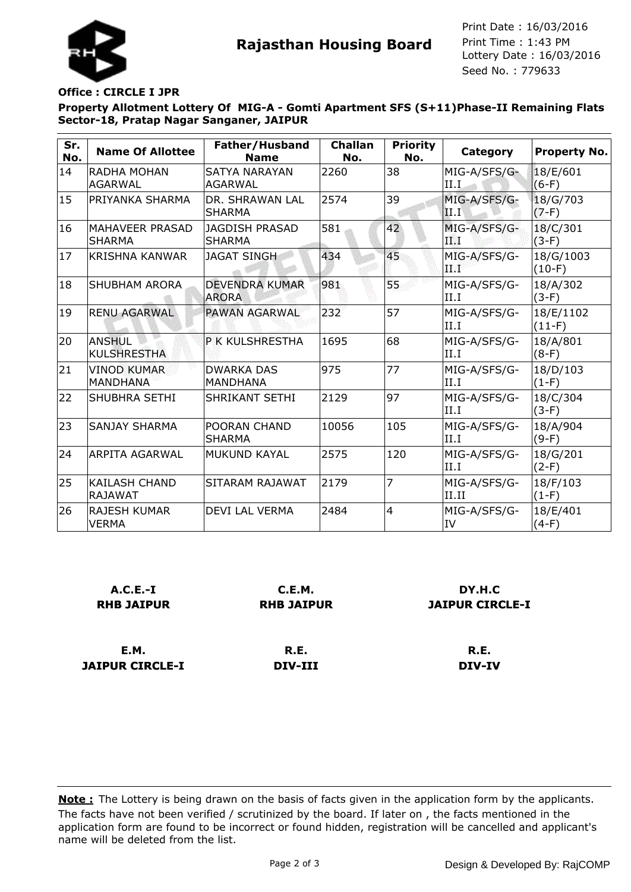**Rajasthan Housing Board**

Print Date : 16/03/2016
Print Time : 1:43 PM
Lottery Date : 16/03/2016
Seed No. : 779633

**Office : CIRCLE I JPR**

**Property Allotment Lottery Of MIG-A - Gomti Apartment SFS (S+11)Phase-II Remaining Flats Sector-18, Pratap Nagar Sanganer, JAIPUR**

| Sr. No. | Name Of Allottee | Father/Husband Name | Challan No. | Priority No. | Category | Property No. |
|---|---|---|---|---|---|---|
| 14 | RADHA MOHAN AGARWAL | SATYA NARAYAN AGARWAL | 2260 | 38 | MIG-A/SFS/G-II.I | 18/E/601 (6-F) |
| 15 | PRIYANKA SHARMA | DR. SHRAWAN LAL SHARMA | 2574 | 39 | MIG-A/SFS/G-II.I | 18/G/703 (7-F) |
| 16 | MAHAVEER PRASAD SHARMA | JAGDISH PRASAD SHARMA | 581 | 42 | MIG-A/SFS/G-II.I | 18/C/301 (3-F) |
| 17 | KRISHNA KANWAR | JAGAT SINGH | 434 | 45 | MIG-A/SFS/G-II.I | 18/G/1003 (10-F) |
| 18 | SHUBHAM ARORA | DEVENDRA KUMAR ARORA | 981 | 55 | MIG-A/SFS/G-II.I | 18/A/302 (3-F) |
| 19 | RENU AGARWAL | PAWAN AGARWAL | 232 | 57 | MIG-A/SFS/G-II.I | 18/E/1102 (11-F) |
| 20 | ANSHUL KULSHRESTHA | P K KULSHRESTHA | 1695 | 68 | MIG-A/SFS/G-II.I | 18/A/801 (8-F) |
| 21 | VINOD KUMAR MANDHANA | DWARKA DAS MANDHANA | 975 | 77 | MIG-A/SFS/G-II.I | 18/D/103 (1-F) |
| 22 | SHUBHRA SETHI | SHRIKANT SETHI | 2129 | 97 | MIG-A/SFS/G-II.I | 18/C/304 (3-F) |
| 23 | SANJAY SHARMA | POORAN CHAND SHARMA | 10056 | 105 | MIG-A/SFS/G-II.I | 18/A/904 (9-F) |
| 24 | ARPITA AGARWAL | MUKUND KAYAL | 2575 | 120 | MIG-A/SFS/G-II.I | 18/G/201 (2-F) |
| 25 | KAILASH CHAND RAJAWAT | SITARAM RAJAWAT | 2179 | 7 | MIG-A/SFS/G-II.II | 18/F/103 (1-F) |
| 26 | RAJESH KUMAR VERMA | DEVI LAL VERMA | 2484 | 4 | MIG-A/SFS/G-IV | 18/E/401 (4-F) |

**A.C.E.-I**
**RHB JAIPUR**

**C.E.M.**
**RHB JAIPUR**

**DY.H.C**
**JAIPUR CIRCLE-I**

**E.M.**
**JAIPUR CIRCLE-I**

**R.E.**
**DIV-III**

**R.E.**
**DIV-IV**

**Note :** The Lottery is being drawn on the basis of facts given in the application form by the applicants. The facts have not been verified / scrutinized by the board. If later on , the facts mentioned in the application form are found to be incorrect or found hidden, registration will be cancelled and applicant's name will be deleted from the list.

Design & Developed By: RajCOMP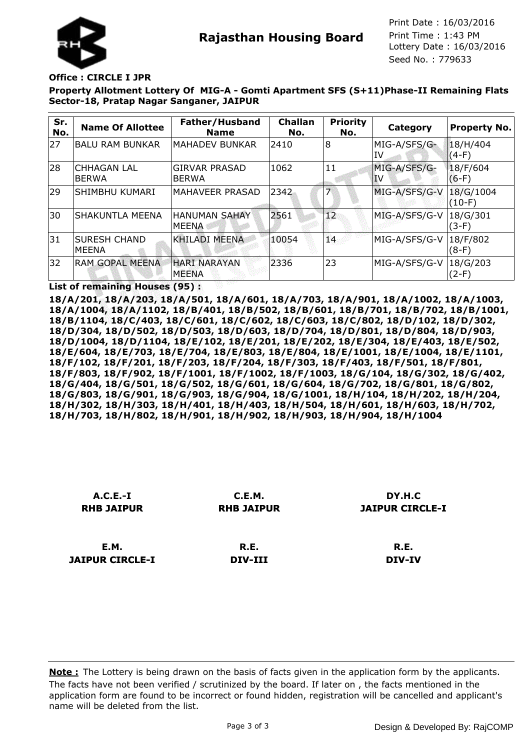**Rajasthan Housing Board**

Print Date : 16/03/2016
Print Time : 1:43 PM
Lottery Date : 16/03/2016
Seed No. : 779633

**Office : CIRCLE I JPR**

**Property Allotment Lottery Of MIG-A - Gomti Apartment SFS (S+11)Phase-II Remaining Flats Sector-18, Pratap Nagar Sanganer, JAIPUR**

| Sr. No. | Name Of Allottee | Father/Husband Name | Challan No. | Priority No. | Category | Property No. |
|---|---|---|---|---|---|---|
| 27 | BALU RAM BUNKAR | MAHADEV BUNKAR | 2410 | 8 | MIG-A/SFS/G-IV | 18/H/404 (4-F) |
| 28 | CHHAGAN LAL BERWA | GIRVAR PRASAD BERWA | 1062 | 11 | MIG-A/SFS/G-IV | 18/F/604 (6-F) |
| 29 | SHIMBHU KUMARI | MAHAVEER PRASAD | 2342 | 7 | MIG-A/SFS/G-V | 18/G/1004 (10-F) |
| 30 | SHAKUNTLA MEENA | HANUMAN SAHAY MEENA | 2561 | 12 | MIG-A/SFS/G-V | 18/G/301 (3-F) |
| 31 | SURESH CHAND MEENA | KHILADI MEENA | 10054 | 14 | MIG-A/SFS/G-V | 18/F/802 (8-F) |
| 32 | RAM GOPAL MEENA | HARI NARAYAN MEENA | 2336 | 23 | MIG-A/SFS/G-V | 18/G/203 (2-F) |

**List of remaining Houses (95) :**

**18/A/201, 18/A/203, 18/A/501, 18/A/601, 18/A/703, 18/A/901, 18/A/1002, 18/A/1003, 18/A/1004, 18/A/1102, 18/B/401, 18/B/502, 18/B/601, 18/B/701, 18/B/702, 18/B/1001, 18/B/1104, 18/C/403, 18/C/601, 18/C/602, 18/C/603, 18/C/802, 18/D/102, 18/D/302, 18/D/304, 18/D/502, 18/D/503, 18/D/603, 18/D/704, 18/D/801, 18/D/804, 18/D/903, 18/D/1004, 18/D/1104, 18/E/102, 18/E/201, 18/E/202, 18/E/304, 18/E/403, 18/E/502, 18/E/604, 18/E/703, 18/E/704, 18/E/803, 18/E/804, 18/E/1001, 18/E/1004, 18/E/1101, 18/F/102, 18/F/201, 18/F/203, 18/F/204, 18/F/303, 18/F/403, 18/F/501, 18/F/801, 18/F/803, 18/F/902, 18/F/1001, 18/F/1002, 18/F/1003, 18/G/104, 18/G/302, 18/G/402, 18/G/404, 18/G/501, 18/G/502, 18/G/601, 18/G/604, 18/G/702, 18/G/801, 18/G/802, 18/G/803, 18/G/901, 18/G/903, 18/G/904, 18/G/1001, 18/H/104, 18/H/202, 18/H/204, 18/H/302, 18/H/303, 18/H/401, 18/H/403, 18/H/504, 18/H/601, 18/H/603, 18/H/702, 18/H/703, 18/H/802, 18/H/901, 18/H/902, 18/H/903, 18/H/904, 18/H/1004**

| | | |
|---|---|---|
| **A.C.E.-I** **RHB JAIPUR** | **C.E.M.** **RHB JAIPUR** | **DY.H.C** **JAIPUR CIRCLE-I** |
| **E.M.** **JAIPUR CIRCLE-I** | **R.E.** **DIV-III** | **R.E.** **DIV-IV** |

**Note :** The Lottery is being drawn on the basis of facts given in the application form by the applicants. The facts have not been verified / scrutinized by the board. If later on , the facts mentioned in the application form are found to be incorrect or found hidden, registration will be cancelled and applicant's name will be deleted from the list.

Design & Developed By: RajCOMP